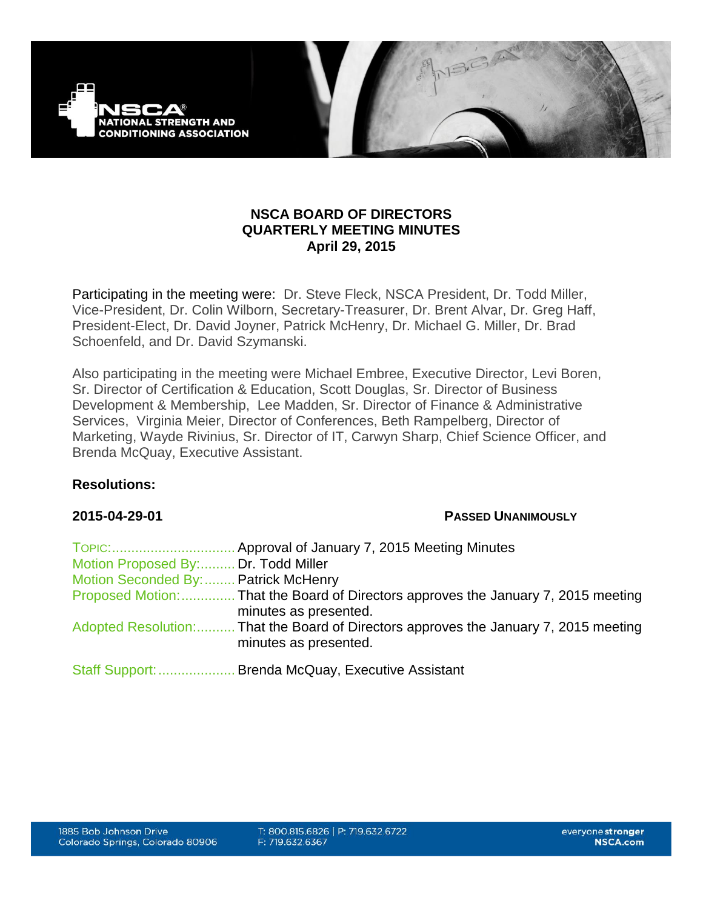# NSCA BOARD OF DIRECTORS QUARTERLY MEETING MINUTES

**April 29, 2015**

Participating in the meeting were: Dr. Steve Fleck, NSCA President, Dr. Todd Miller, Vice-President, Dr. Colin Wilborn, Secretary-Treasurer, Dr. Brent Alvar, Dr. Greg Haff, President-Elect, Dr. David Joyner, Patrick McHenry, Dr. Michael G. Miller, Dr. Brad Schoenfeld, and Dr. David Szymanski.

Also participating in the meeting were Michael Embree, Executive Director, Levi Boren, Sr. Director of Certification & Education, Scott Douglas, Sr. Director of Business Development & Membership, Lee Madden, Sr. Director of Finance & Administrative Services, Virginia Meier, Director of Conferences, Beth Rampelberg, Director of Marketing, Wayde Rivinius, Sr. Director of IT, Carwyn Sharp, Chief Science Officer, and Brenda McQuay, Executive Assistant.

## Resolutions:

**2015-04-29-01** **PASSED UNANIMOUSLY**

TOPIC:................................ Approval of January 7, 2015 Meeting Minutes
Motion Proposed By:......... Dr. Todd Miller
Motion Seconded By:........ Patrick McHenry
Proposed Motion:.............. That the Board of Directors approves the January 7, 2015 meeting minutes as presented.
Adopted Resolution:.......... That the Board of Directors approves the January 7, 2015 meeting minutes as presented.

Staff Support:.................... Brenda McQuay, Executive Assistant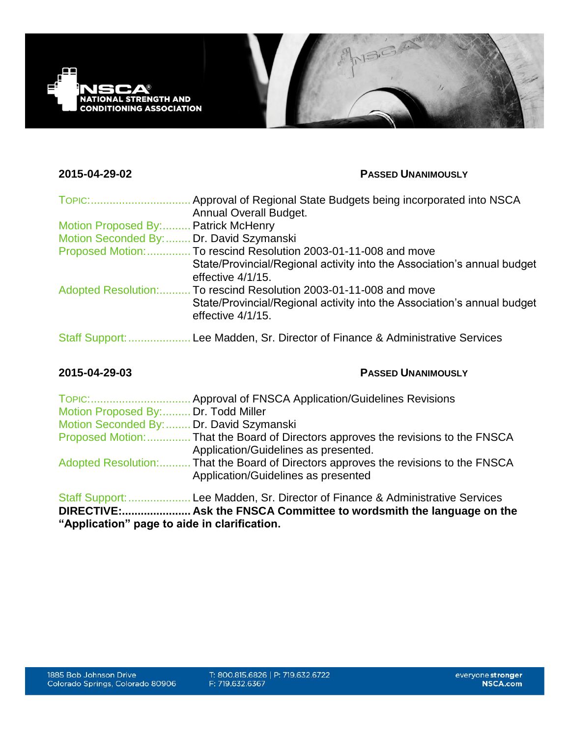**2015-04-29-02** **PASSED UNANIMOUSLY**

TOPIC:................................ Approval of Regional State Budgets being incorporated into NSCA Annual Overall Budget.
Motion Proposed By:......... Patrick McHenry
Motion Seconded By:........ Dr. David Szymanski
Proposed Motion:.............. To rescind Resolution 2003-01-11-008 and move State/Provincial/Regional activity into the Association's annual budget effective 4/1/15.
Adopted Resolution:.......... To rescind Resolution 2003-01-11-008 and move State/Provincial/Regional activity into the Association's annual budget effective 4/1/15.

Staff Support:.................... Lee Madden, Sr. Director of Finance & Administrative Services

**2015-04-29-03** **PASSED UNANIMOUSLY**

TOPIC:................................ Approval of FNSCA Application/Guidelines Revisions
Motion Proposed By:......... Dr. Todd Miller
Motion Seconded By:........ Dr. David Szymanski
Proposed Motion:.............. That the Board of Directors approves the revisions to the FNSCA Application/Guidelines as presented.
Adopted Resolution:.......... That the Board of Directors approves the revisions to the FNSCA Application/Guidelines as presented

Staff Support:.................... Lee Madden, Sr. Director of Finance & Administrative Services
**DIRECTIVE:...................... Ask the FNSCA Committee to wordsmith the language on the "Application" page to aide in clarification.**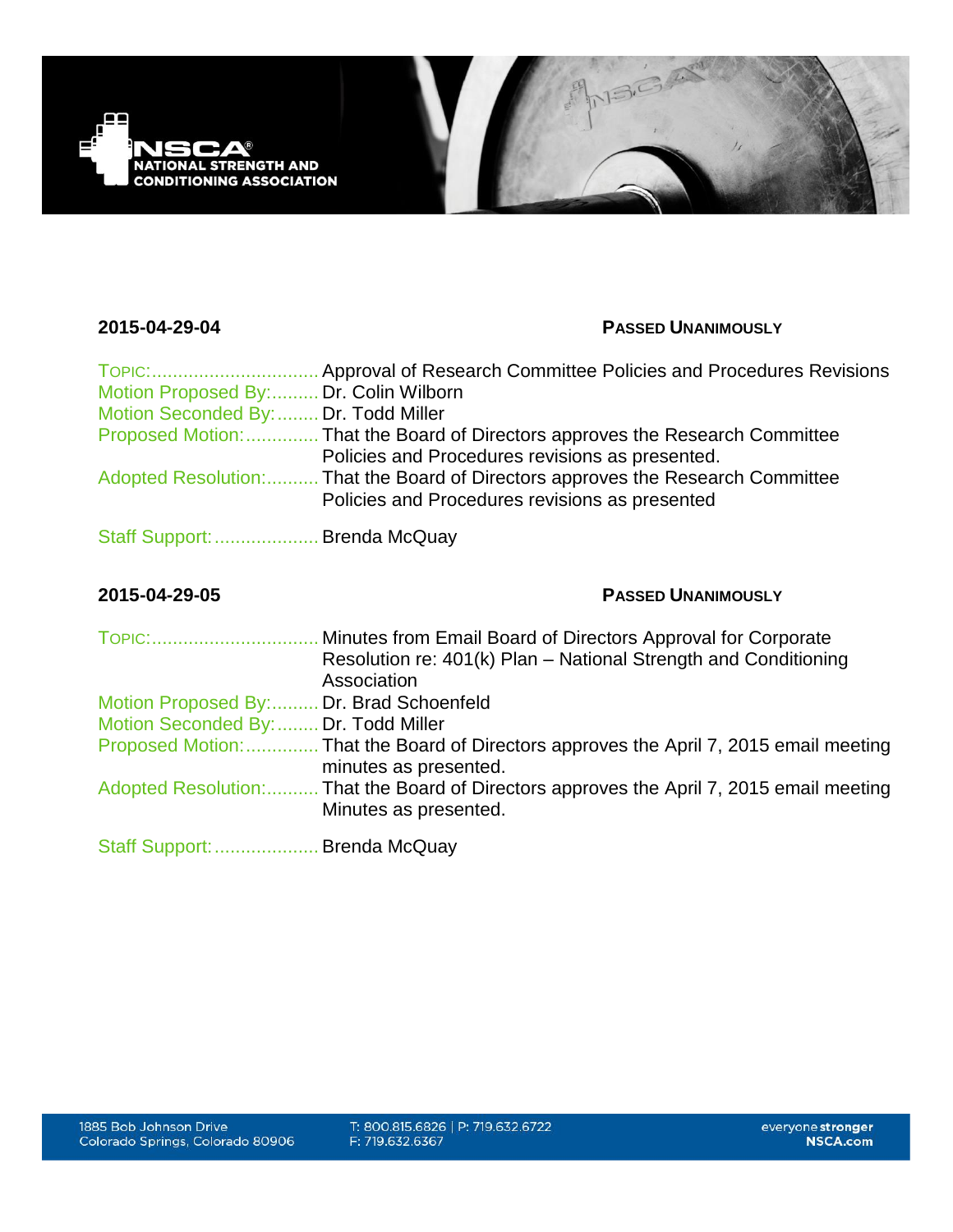**2015-04-29-04** **PASSED UNANIMOUSLY**

TOPIC:................................ Approval of Research Committee Policies and Procedures Revisions
Motion Proposed By:......... Dr. Colin Wilborn
Motion Seconded By:........ Dr. Todd Miller
Proposed Motion:.............. That the Board of Directors approves the Research Committee Policies and Procedures revisions as presented.
Adopted Resolution:.......... That the Board of Directors approves the Research Committee Policies and Procedures revisions as presented

Staff Support:.................... Brenda McQuay

**2015-04-29-05** **PASSED UNANIMOUSLY**

TOPIC:................................ Minutes from Email Board of Directors Approval for Corporate Resolution re: 401(k) Plan – National Strength and Conditioning Association
Motion Proposed By:......... Dr. Brad Schoenfeld
Motion Seconded By:........ Dr. Todd Miller
Proposed Motion:.............. That the Board of Directors approves the April 7, 2015 email meeting minutes as presented.
Adopted Resolution:.......... That the Board of Directors approves the April 7, 2015 email meeting Minutes as presented.

Staff Support:.................... Brenda McQuay